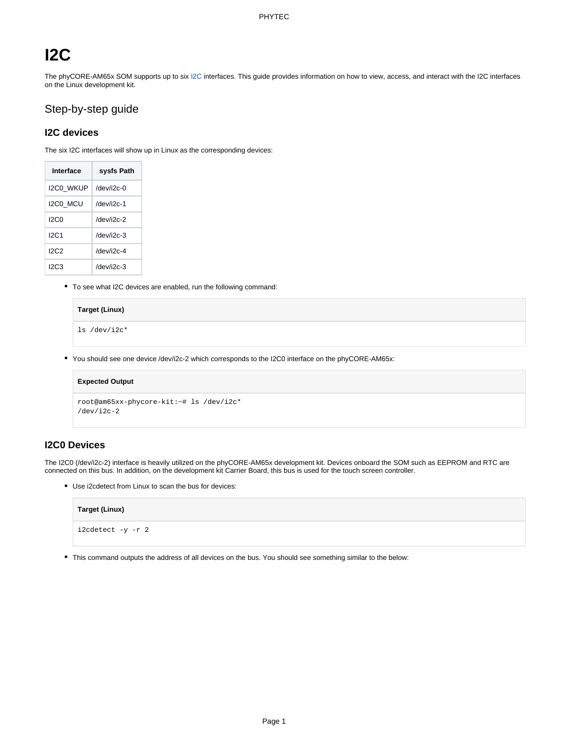# I2C

The phyCORE-AM65x SOM supports up to six I2C interfaces. This guide provides information on how to view, access, and interact with the I2C interfaces on the Linux development kit.

## Step-by-step guide

### I2C devices

The six I2C interfaces will show up in Linux as the corresponding devices:

| Interface | sysfs Path |
|---|---|
| I2C0_WKUP | /dev/i2c-0 |
| I2C0_MCU | /dev/i2c-1 |
| I2C0 | /dev/i2c-2 |
| I2C1 | /dev/i2c-3 |
| I2C2 | /dev/i2c-4 |
| I2C3 | /dev/i2c-3 |

- To see what I2C devices are enabled, run the following command:

**Target (Linux)**

```
ls /dev/i2c*
```

- You should see one device /dev/i2c-2 which corresponds to the I2C0 interface on the phyCORE-AM65x:

**Expected Output**

```
root@am65xx-phycore-kit:~# ls /dev/i2c*
/dev/i2c-2
```

### I2C0 Devices

The I2C0 (/dev/i2c-2) interface is heavily utilized on the phyCORE-AM65x development kit. Devices onboard the SOM such as EEPROM and RTC are connected on this bus. In addition, on the development kit Carrier Board, this bus is used for the touch screen controller.

- Use i2cdetect from Linux to scan the bus for devices:

**Target (Linux)**

```
i2cdetect -y -r 2
```

- This command outputs the address of all devices on the bus. You should see something similar to the below: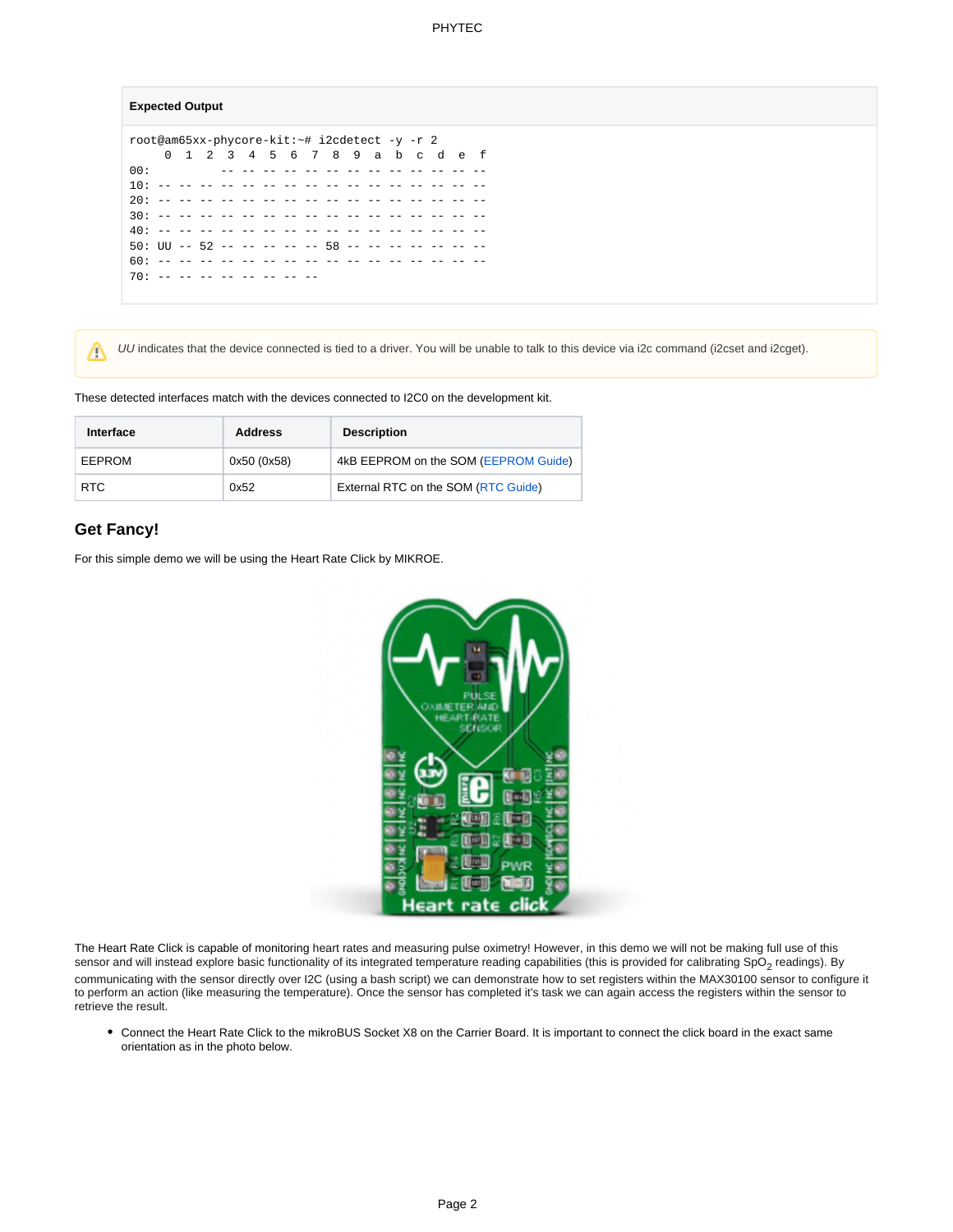**Expected Output**

```
root@am65xx-phycore-kit:~# i2cdetect -y -r 2
     0  1  2  3  4  5  6  7  8  9  a  b  c  d  e  f
00:          -- -- -- -- -- -- -- -- -- -- -- -- --
10: -- -- -- -- -- -- -- -- -- -- -- -- -- -- -- --
20: -- -- -- -- -- -- -- -- -- -- -- -- -- -- -- --
30: -- -- -- -- -- -- -- -- -- -- -- -- -- -- -- --
40: -- -- -- -- -- -- -- -- -- -- -- -- -- -- -- --
50: UU -- 52 -- -- -- -- -- 58 -- -- -- -- -- -- --
60: -- -- -- -- -- -- -- -- -- -- -- -- -- -- -- --
70: -- -- -- -- -- -- -- --
```

*UU* indicates that the device connected is tied to a driver. You will be unable to talk to this device via i2c command (i2cset and i2cget).

These detected interfaces match with the devices connected to I2C0 on the development kit.

| Interface | Address | Description |
| --- | --- | --- |
| EEPROM | 0x50 (0x58) | 4kB EEPROM on the SOM (EEPROM Guide) |
| RTC | 0x52 | External RTC on the SOM (RTC Guide) |

## Get Fancy!

For this simple demo we will be using the Heart Rate Click by MIKROE.

The Heart Rate Click is capable of monitoring heart rates and measuring pulse oximetry! However, in this demo we will not be making full use of this sensor and will instead explore basic functionality of its integrated temperature reading capabilities (this is provided for calibrating $SpO_2$ readings). By communicating with the sensor directly over I2C (using a bash script) we can demonstrate how to set registers within the MAX30100 sensor to configure it to perform an action (like measuring the temperature). Once the sensor has completed it's task we can again access the registers within the sensor to retrieve the result.

- Connect the Heart Rate Click to the mikroBUS Socket X8 on the Carrier Board. It is important to connect the click board in the exact same orientation as in the photo below.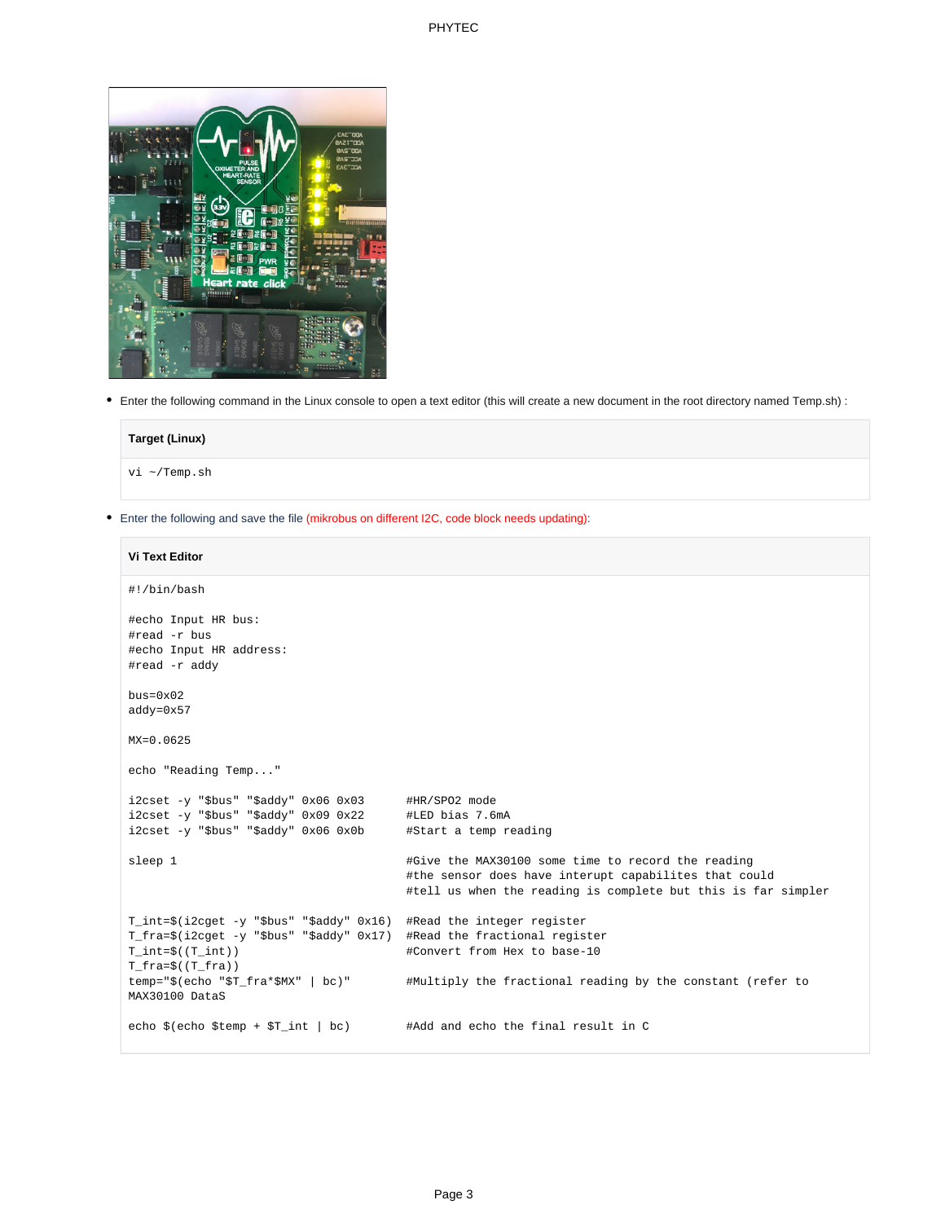- Enter the following command in the Linux console to open a text editor (this will create a new document in the root directory named Temp.sh) :

**Target (Linux)**

```
vi ~/Temp.sh
```

- Enter the following and save the file (mikrobus on different I2C, code block needs updating):

**Vi Text Editor**

```
#!/bin/bash

#echo Input HR bus:
#read -r bus
#echo Input HR address:
#read -r addy

bus=0x02
addy=0x57

MX=0.0625

echo "Reading Temp..."

i2cset -y "$bus" "$addy" 0x06 0x03      #HR/SPO2 mode
i2cset -y "$bus" "$addy" 0x09 0x22      #LED bias 7.6mA
i2cset -y "$bus" "$addy" 0x06 0x0b      #Start a temp reading

sleep 1                                 #Give the MAX30100 some time to record the reading
                                        #the sensor does have interupt capabilites that could
                                        #tell us when the reading is complete but this is far simpler

T_int=$(i2cget -y "$bus" "$addy" 0x16)  #Read the integer register
T_fra=$(i2cget -y "$bus" "$addy" 0x17)  #Read the fractional register
T_int=$((T_int))                        #Convert from Hex to base-10
T_fra=$((T_fra))
temp="$(echo "$T_fra*$MX" | bc)"        #Multiply the fractional reading by the constant (refer to
MAX30100 DataS

echo $(echo $temp + $T_int | bc)        #Add and echo the final result in C
```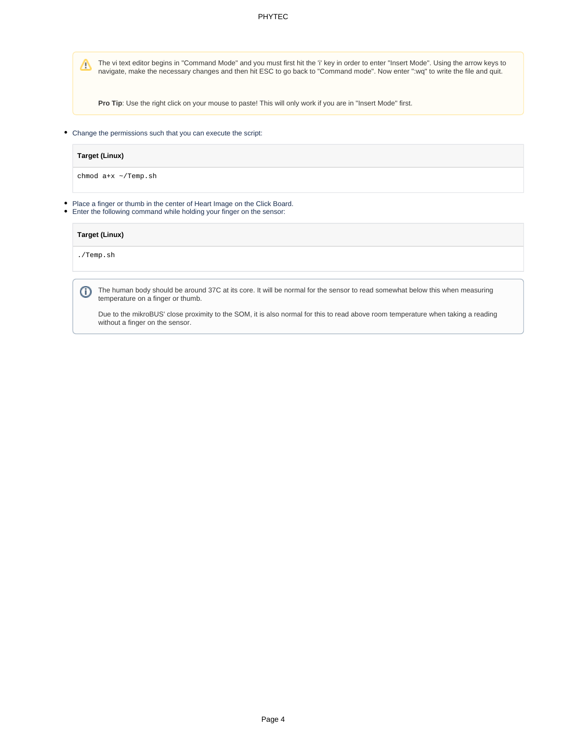> ⚠ The vi text editor begins in "Command Mode" and you must first hit the 'i' key in order to enter "Insert Mode". Using the arrow keys to navigate, make the necessary changes and then hit ESC to go back to "Command mode". Now enter ":wq" to write the file and quit.
>
> **Pro Tip**: Use the right click on your mouse to paste! This will only work if you are in "Insert Mode" first.

- Change the permissions such that you can execute the script:

**Target (Linux)**

```
chmod a+x ~/Temp.sh
```

- Place a finger or thumb in the center of Heart Image on the Click Board.
- Enter the following command while holding your finger on the sensor:

**Target (Linux)**

```
./Temp.sh
```

> ⓘ The human body should be around 37C at its core. It will be normal for the sensor to read somewhat below this when measuring temperature on a finger or thumb.
>
> Due to the mikroBUS' close proximity to the SOM, it is also normal for this to read above room temperature when taking a reading without a finger on the sensor.